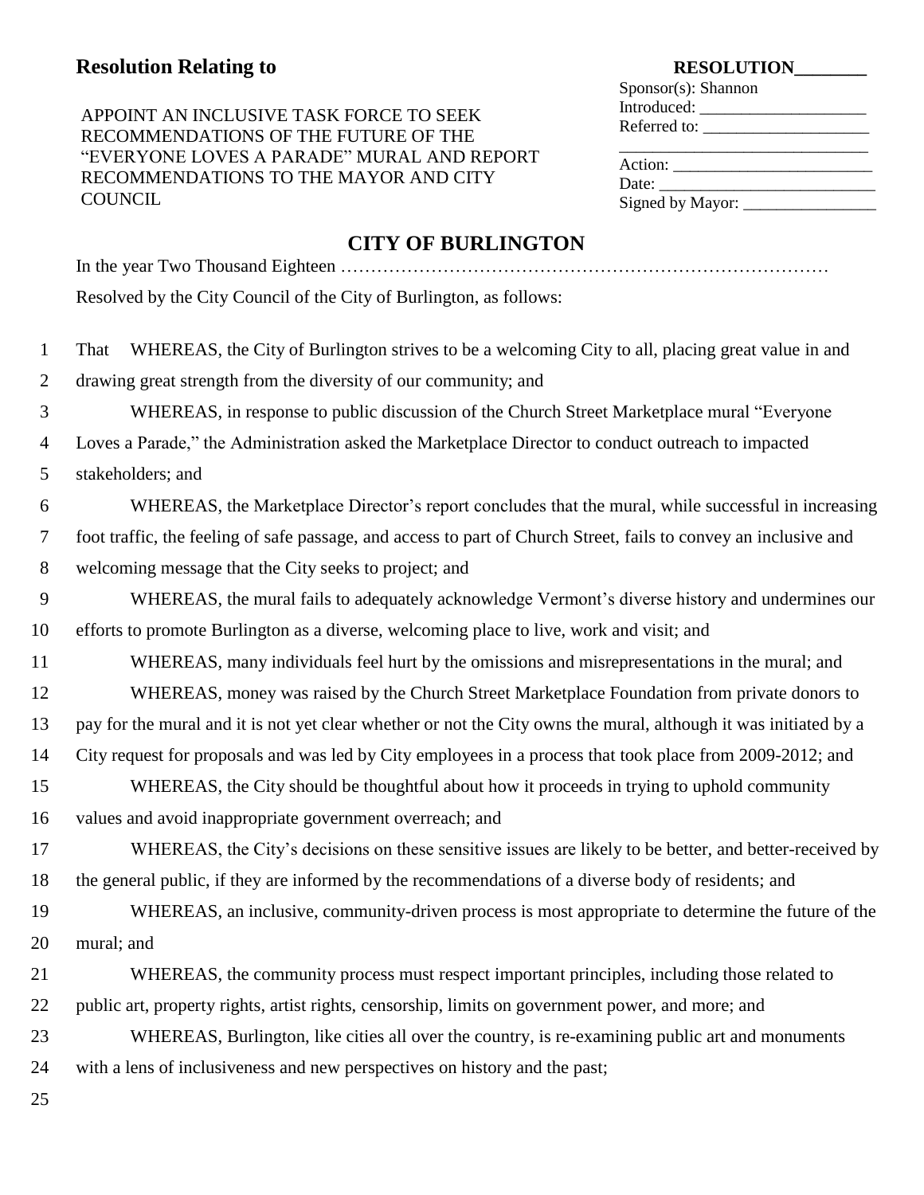**Resolution Relating to**

APPOINT AN INCLUSIVE TASK FORCE TO SEEK RECOMMENDATIONS OF THE FUTURE OF THE "EVERYONE LOVES A PARADE" MURAL AND REPORT RECOMMENDATIONS TO THE MAYOR AND CITY COUNCIL

**RESOLUTION________**

Sponsor(s): Shannon
Introduced: ____________________
Referred to: ____________________
______________________________
Action: ________________________
Date: __________________________
Signed by Mayor: ________________

## CITY OF BURLINGTON

In the year Two Thousand Eighteen ………………………………………………………………………

Resolved by the City Council of the City of Burlington, as follows:

1 That WHEREAS, the City of Burlington strives to be a welcoming City to all, placing great value in and
2 drawing great strength from the diversity of our community; and
3 WHEREAS, in response to public discussion of the Church Street Marketplace mural "Everyone
4 Loves a Parade," the Administration asked the Marketplace Director to conduct outreach to impacted
5 stakeholders; and
6 WHEREAS, the Marketplace Director's report concludes that the mural, while successful in increasing
7 foot traffic, the feeling of safe passage, and access to part of Church Street, fails to convey an inclusive and
8 welcoming message that the City seeks to project; and
9 WHEREAS, the mural fails to adequately acknowledge Vermont's diverse history and undermines our
10 efforts to promote Burlington as a diverse, welcoming place to live, work and visit; and
11 WHEREAS, many individuals feel hurt by the omissions and misrepresentations in the mural; and
12 WHEREAS, money was raised by the Church Street Marketplace Foundation from private donors to
13 pay for the mural and it is not yet clear whether or not the City owns the mural, although it was initiated by a
14 City request for proposals and was led by City employees in a process that took place from 2009-2012; and
15 WHEREAS, the City should be thoughtful about how it proceeds in trying to uphold community
16 values and avoid inappropriate government overreach; and
17 WHEREAS, the City's decisions on these sensitive issues are likely to be better, and better-received by
18 the general public, if they are informed by the recommendations of a diverse body of residents; and
19 WHEREAS, an inclusive, community-driven process is most appropriate to determine the future of the
20 mural; and
21 WHEREAS, the community process must respect important principles, including those related to
22 public art, property rights, artist rights, censorship, limits on government power, and more; and
23 WHEREAS, Burlington, like cities all over the country, is re-examining public art and monuments
24 with a lens of inclusiveness and new perspectives on history and the past;
25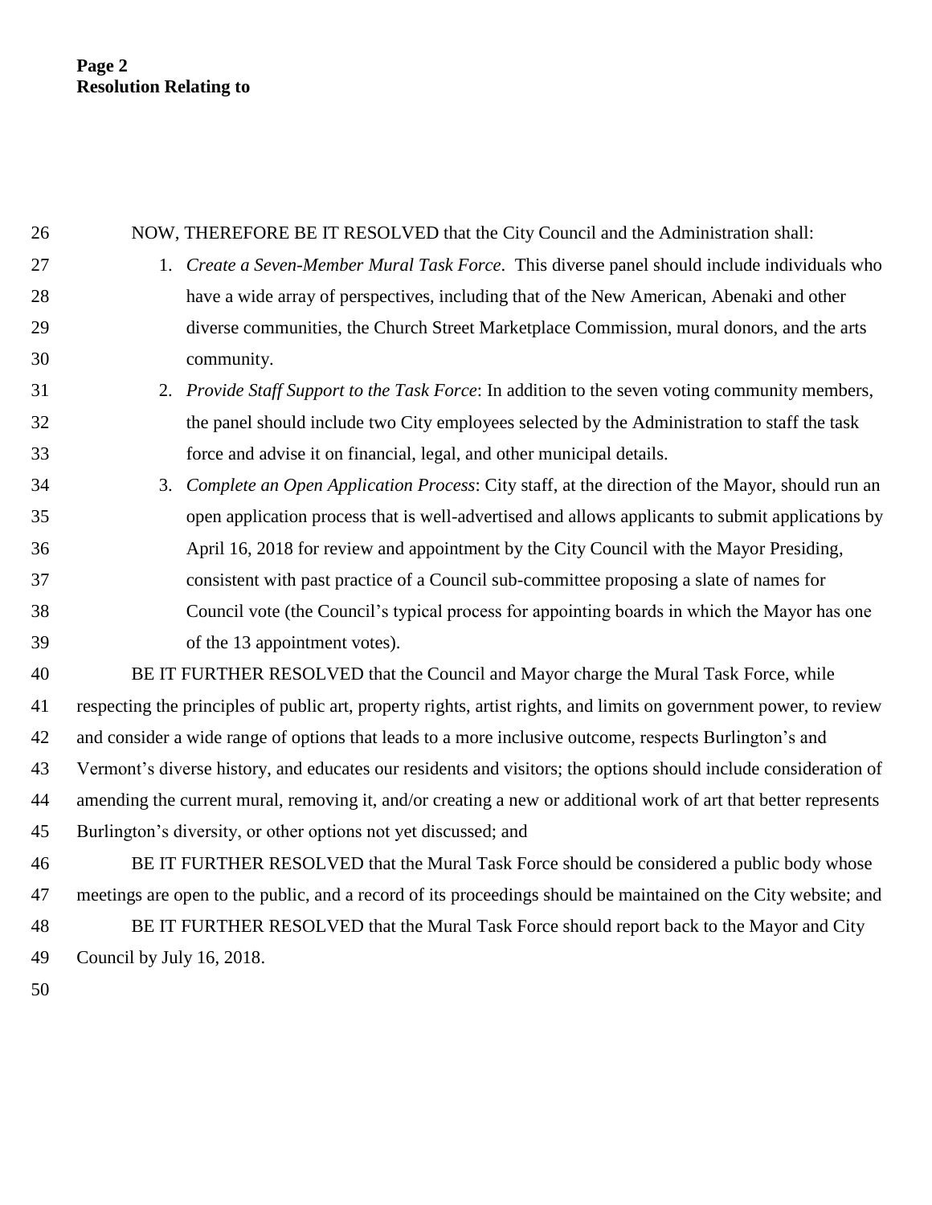NOW, THEREFORE BE IT RESOLVED that the City Council and the Administration shall:

1. *Create a Seven-Member Mural Task Force*. This diverse panel should include individuals who have a wide array of perspectives, including that of the New American, Abenaki and other diverse communities, the Church Street Marketplace Commission, mural donors, and the arts community.
2. *Provide Staff Support to the Task Force*: In addition to the seven voting community members, the panel should include two City employees selected by the Administration to staff the task force and advise it on financial, legal, and other municipal details.
3. *Complete an Open Application Process*: City staff, at the direction of the Mayor, should run an open application process that is well-advertised and allows applicants to submit applications by April 16, 2018 for review and appointment by the City Council with the Mayor Presiding, consistent with past practice of a Council sub-committee proposing a slate of names for Council vote (the Council's typical process for appointing boards in which the Mayor has one of the 13 appointment votes).

BE IT FURTHER RESOLVED that the Council and Mayor charge the Mural Task Force, while respecting the principles of public art, property rights, artist rights, and limits on government power, to review and consider a wide range of options that leads to a more inclusive outcome, respects Burlington's and Vermont's diverse history, and educates our residents and visitors; the options should include consideration of amending the current mural, removing it, and/or creating a new or additional work of art that better represents Burlington's diversity, or other options not yet discussed; and

BE IT FURTHER RESOLVED that the Mural Task Force should be considered a public body whose meetings are open to the public, and a record of its proceedings should be maintained on the City website; and

BE IT FURTHER RESOLVED that the Mural Task Force should report back to the Mayor and City Council by July 16, 2018.